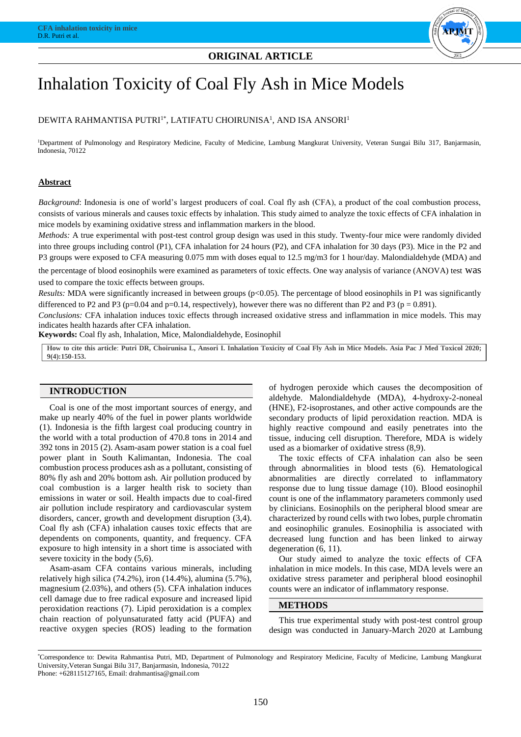ORIGINAL ARTICLE

# Inhalation Toxicity of Coal Fly Ash in Mice Models

DEWITA RAHMANTISA PUTRI[1*], LATIFATU CHOIRUNISA[1], AND ISA ANSORI[1]

[1]Department of Pulmonology and Respiratory Medicine, Faculty of Medicine, Lambung Mangkurat University, Veteran Sungai Bilu 317, Banjarmasin, Indonesia, 70122

## Abstract

*Background*: Indonesia is one of world's largest producers of coal. Coal fly ash (CFA), a product of the coal combustion process, consists of various minerals and causes toxic effects by inhalation. This study aimed to analyze the toxic effects of CFA inhalation in mice models by examining oxidative stress and inflammation markers in the blood.

*Methods:* A true experimental with post-test control group design was used in this study. Twenty-four mice were randomly divided into three groups including control (P1), CFA inhalation for 24 hours (P2), and CFA inhalation for 30 days (P3). Mice in the P2 and P3 groups were exposed to CFA measuring 0.075 mm with doses equal to 12.5 mg/m3 for 1 hour/day. Malondialdehyde (MDA) and the percentage of blood eosinophils were examined as parameters of toxic effects. One way analysis of variance (ANOVA) test was used to compare the toxic effects between groups.

*Results:* MDA were significantly increased in between groups ($p<0.05$). The percentage of blood eosinophils in P1 was significantly differenced to P2 and P3 ($p=0.04$ and $p=0.14$, respectively), however there was no different than P2 and P3 ($p = 0.891$).

*Conclusions:* CFA inhalation induces toxic effects through increased oxidative stress and inflammation in mice models. This may indicates health hazards after CFA inhalation.

**Keywords:** Coal fly ash, Inhalation, Mice, Malondialdehyde, Eosinophil

**How to cite this article**: **Putri DR, Choirunisa L, Ansori I. Inhalation Toxicity of Coal Fly Ash in Mice Models. Asia Pac J Med Toxicol 2020; 9(4):150-153.**

## INTRODUCTION

Coal is one of the most important sources of energy, and make up nearly 40% of the fuel in power plants worldwide (1). Indonesia is the fifth largest coal producing country in the world with a total production of 470.8 tons in 2014 and 392 tons in 2015 (2). Asam-asam power station is a coal fuel power plant in South Kalimantan, Indonesia. The coal combustion process produces ash as a pollutant, consisting of 80% fly ash and 20% bottom ash. Air pollution produced by coal combustion is a larger health risk to society than emissions in water or soil. Health impacts due to coal-fired air pollution include respiratory and cardiovascular system disorders, cancer, growth and development disruption (3,4). Coal fly ash (CFA) inhalation causes toxic effects that are dependents on components, quantity, and frequency. CFA exposure to high intensity in a short time is associated with severe toxicity in the body (5,6).

Asam-asam CFA contains various minerals, including relatively high silica (74.2%), iron (14.4%), alumina (5.7%), magnesium (2.03%), and others (5). CFA inhalation induces cell damage due to free radical exposure and increased lipid peroxidation reactions (7). Lipid peroxidation is a complex chain reaction of polyunsaturated fatty acid (PUFA) and reactive oxygen species (ROS) leading to the formation of hydrogen peroxide which causes the decomposition of aldehyde. Malondialdehyde (MDA), 4-hydroxy-2-noneal (HNE), F2-isoprostanes, and other active compounds are the secondary products of lipid peroxidation reaction. MDA is highly reactive compound and easily penetrates into the tissue, inducing cell disruption. Therefore, MDA is widely used as a biomarker of oxidative stress (8,9).

The toxic effects of CFA inhalation can also be seen through abnormalities in blood tests (6). Hematological abnormalities are directly correlated to inflammatory response due to lung tissue damage (10). Blood eosinophil count is one of the inflammatory parameters commonly used by clinicians. Eosinophils on the peripheral blood smear are characterized by round cells with two lobes, purple chromatin and eosinophilic granules. Eosinophilia is associated with decreased lung function and has been linked to airway degeneration (6, 11).

Our study aimed to analyze the toxic effects of CFA inhalation in mice models. In this case, MDA levels were an oxidative stress parameter and peripheral blood eosinophil counts were an indicator of inflammatory response.

## METHODS

This true experimental study with post-test control group design was conducted in January-March 2020 at Lambung

*Correspondence to: Dewita Rahmantisa Putri, MD, Department of Pulmonology and Respiratory Medicine, Faculty of Medicine, Lambung Mangkurat University, Veteran Sungai Bilu 317, Banjarmasin, Indonesia, 70122
Phone: +628115127165, Email: drahmantisa@gmail.com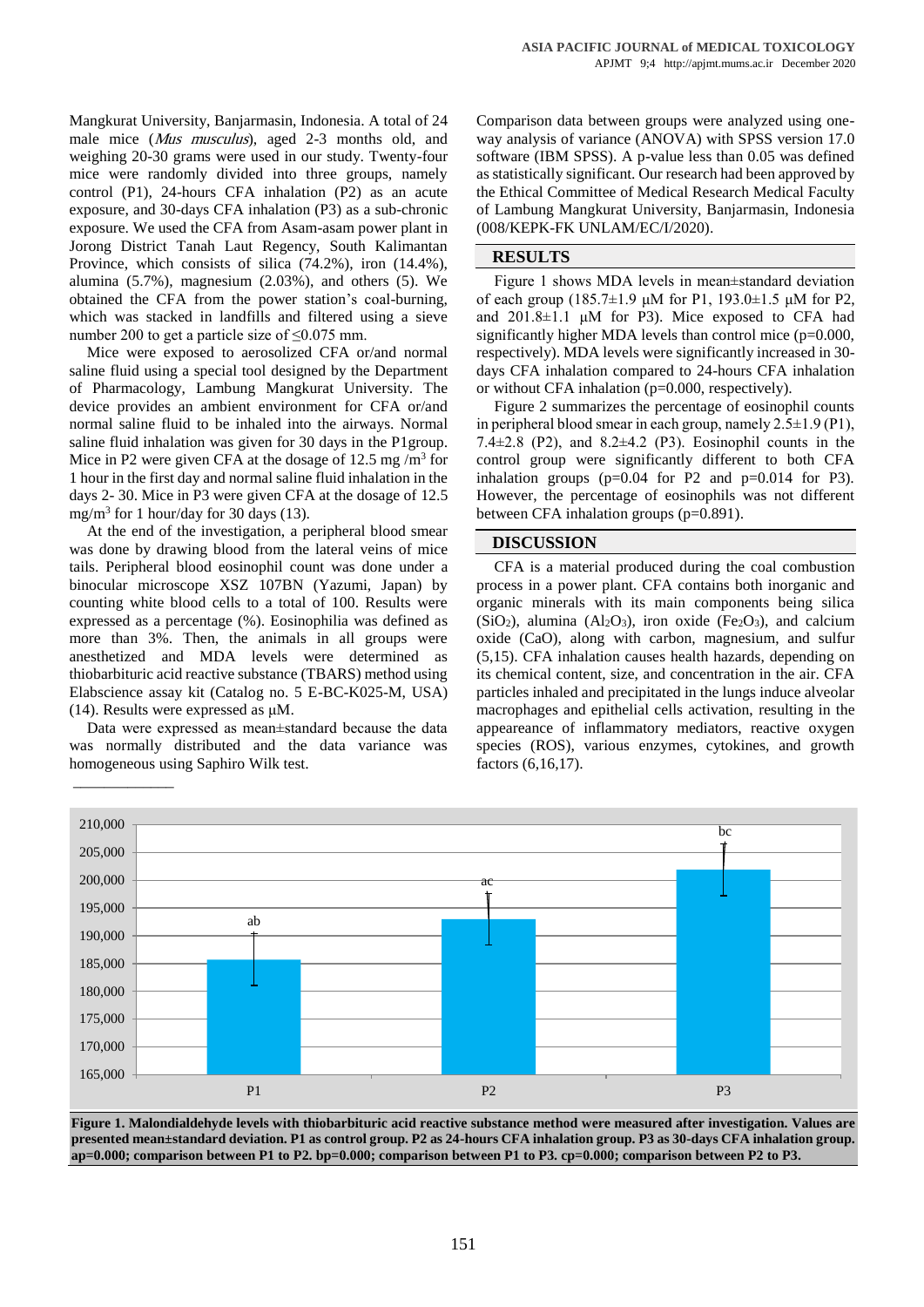Mangkurat University, Banjarmasin, Indonesia. A total of 24 male mice (*Mus musculus*), aged 2-3 months old, and weighing 20-30 grams were used in our study. Twenty-four mice were randomly divided into three groups, namely control (P1), 24-hours CFA inhalation (P2) as an acute exposure, and 30-days CFA inhalation (P3) as a sub-chronic exposure. We used the CFA from Asam-asam power plant in Jorong District Tanah Laut Regency, South Kalimantan Province, which consists of silica (74.2%), iron (14.4%), alumina (5.7%), magnesium (2.03%), and others (5). We obtained the CFA from the power station's coal-burning, which was stacked in landfills and filtered using a sieve number 200 to get a particle size of ≤0.075 mm.

Mice were exposed to aerosolized CFA or/and normal saline fluid using a special tool designed by the Department of Pharmacology, Lambung Mangkurat University. The device provides an ambient environment for CFA or/and normal saline fluid to be inhaled into the airways. Normal saline fluid inhalation was given for 30 days in the P1group. Mice in P2 were given CFA at the dosage of 12.5 mg /m$^3$ for 1 hour in the first day and normal saline fluid inhalation in the days 2- 30. Mice in P3 were given CFA at the dosage of 12.5 mg/m$^3$ for 1 hour/day for 30 days (13).

At the end of the investigation, a peripheral blood smear was done by drawing blood from the lateral veins of mice tails. Peripheral blood eosinophil count was done under a binocular microscope XSZ 107BN (Yazumi, Japan) by counting white blood cells to a total of 100. Results were expressed as a percentage (%). Eosinophilia was defined as more than 3%. Then, the animals in all groups were anesthetized and MDA levels were determined as thiobarbituric acid reactive substance (TBARS) method using Elabscience assay kit (Catalog no. 5 E-BC-K025-M, USA) (14). Results were expressed as μM.

Data were expressed as mean±standard because the data was normally distributed and the data variance was homogeneous using Saphiro Wilk test.

Comparison data between groups were analyzed using one-way analysis of variance (ANOVA) with SPSS version 17.0 software (IBM SPSS). A p-value less than 0.05 was defined as statistically significant. Our research had been approved by the Ethical Committee of Medical Research Medical Faculty of Lambung Mangkurat University, Banjarmasin, Indonesia (008/KEPK-FK UNLAM/EC/I/2020).

## RESULTS

Figure 1 shows MDA levels in mean±standard deviation of each group (185.7±1.9 μM for P1, 193.0±1.5 μM for P2, and 201.8±1.1 μM for P3). Mice exposed to CFA had significantly higher MDA levels than control mice (p=0.000, respectively). MDA levels were significantly increased in 30-days CFA inhalation compared to 24-hours CFA inhalation or without CFA inhalation (p=0.000, respectively).

Figure 2 summarizes the percentage of eosinophil counts in peripheral blood smear in each group, namely 2.5±1.9 (P1), 7.4±2.8 (P2), and 8.2±4.2 (P3). Eosinophil counts in the control group were significantly different to both CFA inhalation groups (p=0.04 for P2 and p=0.014 for P3). However, the percentage of eosinophils was not different between CFA inhalation groups (p=0.891).

## DISCUSSION

CFA is a material produced during the coal combustion process in a power plant. CFA contains both inorganic and organic minerals with its main components being silica ($SiO_2$), alumina ($Al_2O_3$), iron oxide ($Fe_2O_3$), and calcium oxide (CaO), along with carbon, magnesium, and sulfur (5,15). CFA inhalation causes health hazards, depending on its chemical content, size, and concentration in the air. CFA particles inhaled and precipitated in the lungs induce alveolar macrophages and epithelial cells activation, resulting in the appeareance of inflammatory mediators, reactive oxygen species (ROS), various enzymes, cytokines, and growth factors (6,16,17).

**Figure 1. Malondialdehyde levels with thiobarbituric acid reactive substance method were measured after investigation. Values are presented mean±standard deviation. P1 as control group. P2 as 24-hours CFA inhalation group. P3 as 30-days CFA inhalation group. ap=0.000; comparison between P1 to P2. bp=0.000; comparison between P1 to P3. cp=0.000; comparison between P2 to P3.**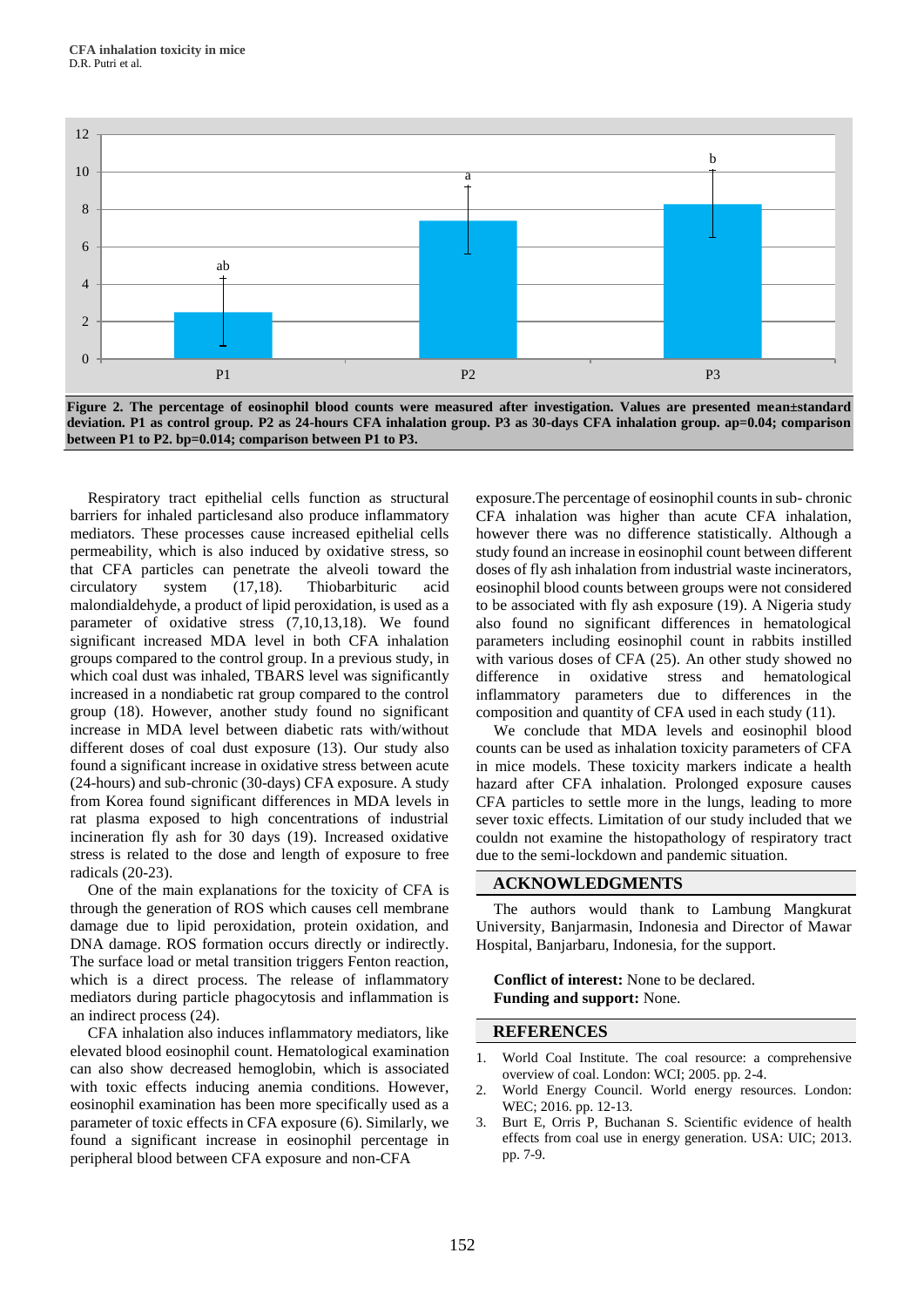Figure 2. The percentage of eosinophil blood counts were measured after investigation. Values are presented mean±standard deviation. P1 as control group. P2 as 24-hours CFA inhalation group. P3 as 30-days CFA inhalation group. ap=0.04; comparison between P1 to P2. bp=0.014; comparison between P1 to P3.

Respiratory tract epithelial cells function as structural barriers for inhaled particlesand also produce inflammatory mediators. These processes cause increased epithelial cells permeability, which is also induced by oxidative stress, so that CFA particles can penetrate the alveoli toward the circulatory system (17,18). Thiobarbituric acid malondialdehyde, a product of lipid peroxidation, is used as a parameter of oxidative stress (7,10,13,18). We found significant increased MDA level in both CFA inhalation groups compared to the control group. In a previous study, in which coal dust was inhaled, TBARS level was significantly increased in a nondiabetic rat group compared to the control group (18). However, another study found no significant increase in MDA level between diabetic rats with/without different doses of coal dust exposure (13). Our study also found a significant increase in oxidative stress between acute (24-hours) and sub-chronic (30-days) CFA exposure. A study from Korea found significant differences in MDA levels in rat plasma exposed to high concentrations of industrial incineration fly ash for 30 days (19). Increased oxidative stress is related to the dose and length of exposure to free radicals (20-23).

One of the main explanations for the toxicity of CFA is through the generation of ROS which causes cell membrane damage due to lipid peroxidation, protein oxidation, and DNA damage. ROS formation occurs directly or indirectly. The surface load or metal transition triggers Fenton reaction, which is a direct process. The release of inflammatory mediators during particle phagocytosis and inflammation is an indirect process (24).

CFA inhalation also induces inflammatory mediators, like elevated blood eosinophil count. Hematological examination can also show decreased hemoglobin, which is associated with toxic effects inducing anemia conditions. However, eosinophil examination has been more specifically used as a parameter of toxic effects in CFA exposure (6). Similarly, we found a significant increase in eosinophil percentage in peripheral blood between CFA exposure and non-CFA exposure.The percentage of eosinophil counts in sub- chronic CFA inhalation was higher than acute CFA inhalation, however there was no difference statistically. Although a study found an increase in eosinophil count between different doses of fly ash inhalation from industrial waste incinerators, eosinophil blood counts between groups were not considered to be associated with fly ash exposure (19). A Nigeria study also found no significant differences in hematological parameters including eosinophil count in rabbits instilled with various doses of CFA (25). An other study showed no difference in oxidative stress and hematological inflammatory parameters due to differences in the composition and quantity of CFA used in each study (11).

We conclude that MDA levels and eosinophil blood counts can be used as inhalation toxicity parameters of CFA in mice models. These toxicity markers indicate a health hazard after CFA inhalation. Prolonged exposure causes CFA particles to settle more in the lungs, leading to more sever toxic effects. Limitation of our study included that we couldn not examine the histopathology of respiratory tract due to the semi-lockdown and pandemic situation.

## ACKNOWLEDGMENTS

The authors would thank to Lambung Mangkurat University, Banjarmasin, Indonesia and Director of Mawar Hospital, Banjarbaru, Indonesia, for the support.

**Conflict of interest:** None to be declared.
**Funding and support:** None.

## REFERENCES

1. World Coal Institute. The coal resource: a comprehensive overview of coal. London: WCI; 2005. pp. 2-4.
2. World Energy Council. World energy resources. London: WEC; 2016. pp. 12-13.
3. Burt E, Orris P, Buchanan S. Scientific evidence of health effects from coal use in energy generation. USA: UIC; 2013. pp. 7-9.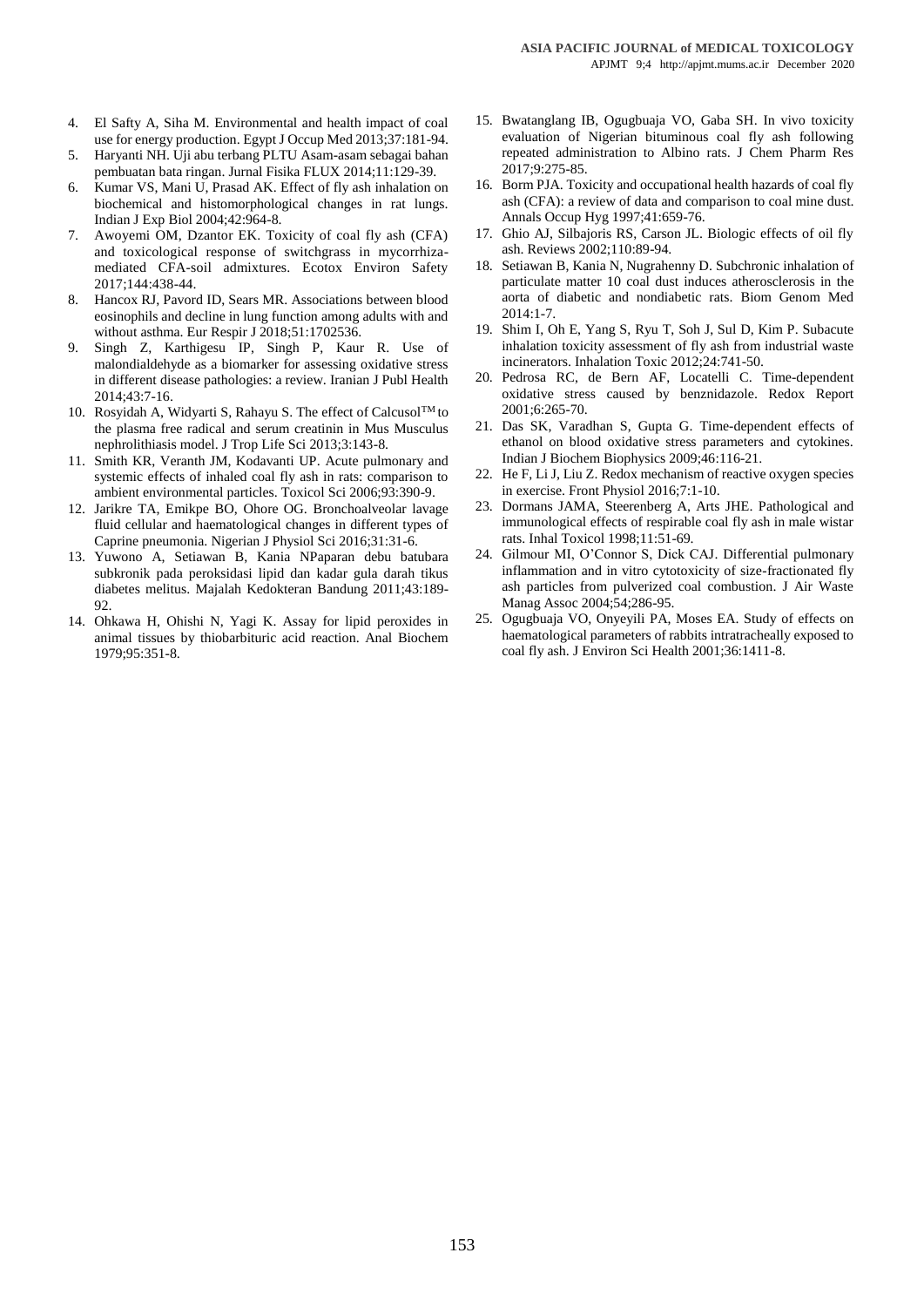4. El Safty A, Siha M. Environmental and health impact of coal use for energy production. Egypt J Occup Med 2013;37:181-94.
5. Haryanti NH. Uji abu terbang PLTU Asam-asam sebagai bahan pembuatan bata ringan. Jurnal Fisika FLUX 2014;11:129-39.
6. Kumar VS, Mani U, Prasad AK. Effect of fly ash inhalation on biochemical and histomorphological changes in rat lungs. Indian J Exp Biol 2004;42:964-8.
7. Awoyemi OM, Dzantor EK. Toxicity of coal fly ash (CFA) and toxicological response of switchgrass in mycorrhiza-mediated CFA-soil admixtures. Ecotox Environ Safety 2017;144:438-44.
8. Hancox RJ, Pavord ID, Sears MR. Associations between blood eosinophils and decline in lung function among adults with and without asthma. Eur Respir J 2018;51:1702536.
9. Singh Z, Karthigesu IP, Singh P, Kaur R. Use of malondialdehyde as a biomarker for assessing oxidative stress in different disease pathologies: a review. Iranian J Publ Health 2014;43:7-16.
10. Rosyidah A, Widyarti S, Rahayu S. The effect of Calcusol™ to the plasma free radical and serum creatinin in Mus Musculus nephrolithiasis model. J Trop Life Sci 2013;3:143-8.
11. Smith KR, Veranth JM, Kodavanti UP. Acute pulmonary and systemic effects of inhaled coal fly ash in rats: comparison to ambient environmental particles. Toxicol Sci 2006;93:390-9.
12. Jarikre TA, Emikpe BO, Ohore OG. Bronchoalveolar lavage fluid cellular and haematological changes in different types of Caprine pneumonia. Nigerian J Physiol Sci 2016;31:31-6.
13. Yuwono A, Setiawan B, Kania NPaparan debu batubara subkronik pada peroksidasi lipid dan kadar gula darah tikus diabetes melitus. Majalah Kedokteran Bandung 2011;43:189-92.
14. Ohkawa H, Ohishi N, Yagi K. Assay for lipid peroxides in animal tissues by thiobarbituric acid reaction. Anal Biochem 1979;95:351-8.
15. Bwatanglang IB, Ogugbuaja VO, Gaba SH. In vivo toxicity evaluation of Nigerian bituminous coal fly ash following repeated administration to Albino rats. J Chem Pharm Res 2017;9:275-85.
16. Borm PJA. Toxicity and occupational health hazards of coal fly ash (CFA): a review of data and comparison to coal mine dust. Annals Occup Hyg 1997;41:659-76.
17. Ghio AJ, Silbajoris RS, Carson JL. Biologic effects of oil fly ash. Reviews 2002;110:89-94.
18. Setiawan B, Kania N, Nugrahenny D. Subchronic inhalation of particulate matter 10 coal dust induces atherosclerosis in the aorta of diabetic and nondiabetic rats. Biom Genom Med 2014:1-7.
19. Shim I, Oh E, Yang S, Ryu T, Soh J, Sul D, Kim P. Subacute inhalation toxicity assessment of fly ash from industrial waste incinerators. Inhalation Toxic 2012;24:741-50.
20. Pedrosa RC, de Bern AF, Locatelli C. Time-dependent oxidative stress caused by benznidazole. Redox Report 2001;6:265-70.
21. Das SK, Varadhan S, Gupta G. Time-dependent effects of ethanol on blood oxidative stress parameters and cytokines. Indian J Biochem Biophysics 2009;46:116-21.
22. He F, Li J, Liu Z. Redox mechanism of reactive oxygen species in exercise. Front Physiol 2016;7:1-10.
23. Dormans JAMA, Steerenberg A, Arts JHE. Pathological and immunological effects of respirable coal fly ash in male wistar rats. Inhal Toxicol 1998;11:51-69.
24. Gilmour MI, O'Connor S, Dick CAJ. Differential pulmonary inflammation and in vitro cytotoxicity of size-fractionated fly ash particles from pulverized coal combustion. J Air Waste Manag Assoc 2004;54;286-95.
25. Ogugbuaja VO, Onyeyili PA, Moses EA. Study of effects on haematological parameters of rabbits intratracheally exposed to coal fly ash. J Environ Sci Health 2001;36:1411-8.